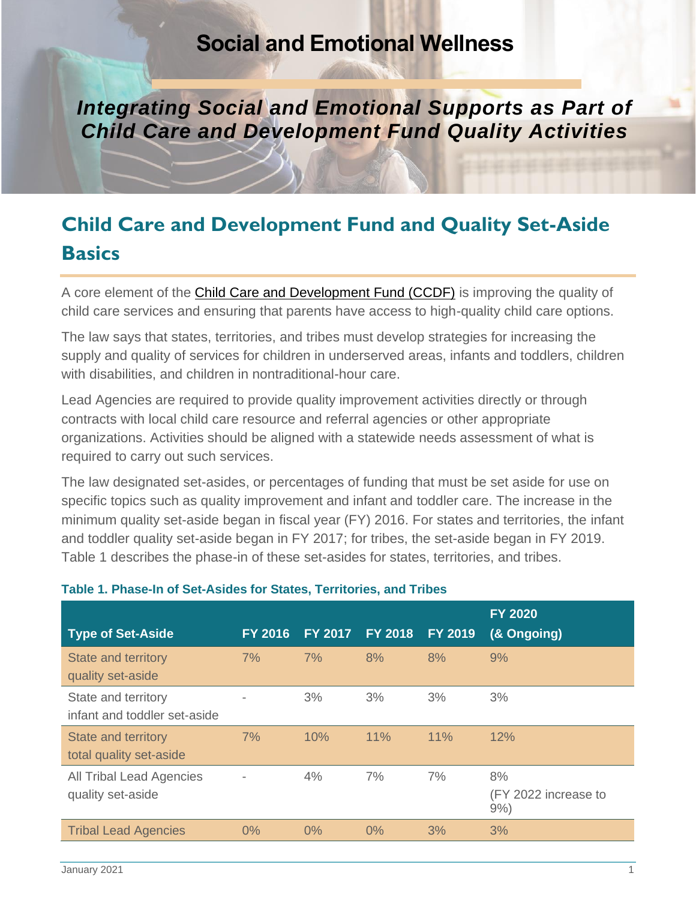# Social and Emotional Wellness

## *Integrating Social and Emotional Supports as Part of Child Care and Development Fund Quality Activities*

## Child Care and Development Fund and Quality Set-Aside Basics

A core element of the Child Care and Development Fund (CCDF) is improving the quality of child care services and ensuring that parents have access to high-quality child care options.

The law says that states, territories, and tribes must develop strategies for increasing the supply and quality of services for children in underserved areas, infants and toddlers, children with disabilities, and children in nontraditional-hour care.

Lead Agencies are required to provide quality improvement activities directly or through contracts with local child care resource and referral agencies or other appropriate organizations. Activities should be aligned with a statewide needs assessment of what is required to carry out such services.

The law designated set-asides, or percentages of funding that must be set aside for use on specific topics such as quality improvement and infant and toddler care. The increase in the minimum quality set-aside began in fiscal year (FY) 2016. For states and territories, the infant and toddler quality set-aside began in FY 2017; for tribes, the set-aside began in FY 2019. Table 1 describes the phase-in of these set-asides for states, territories, and tribes.

**Table 1. Phase-In of Set-Asides for States, Territories, and Tribes**

| Type of Set-Aside | FY 2016 | FY 2017 | FY 2018 | FY 2019 | FY 2020 (& Ongoing) |
|---|---|---|---|---|---|
| State and territory quality set-aside | 7% | 7% | 8% | 8% | 9% |
| State and territory infant and toddler set-aside | - | 3% | 3% | 3% | 3% |
| State and territory total quality set-aside | 7% | 10% | 11% | 11% | 12% |
| All Tribal Lead Agencies quality set-aside | - | 4% | 7% | 7% | 8% (FY 2022 increase to 9%) |
| Tribal Lead Agencies | 0% | 0% | 0% | 3% | 3% |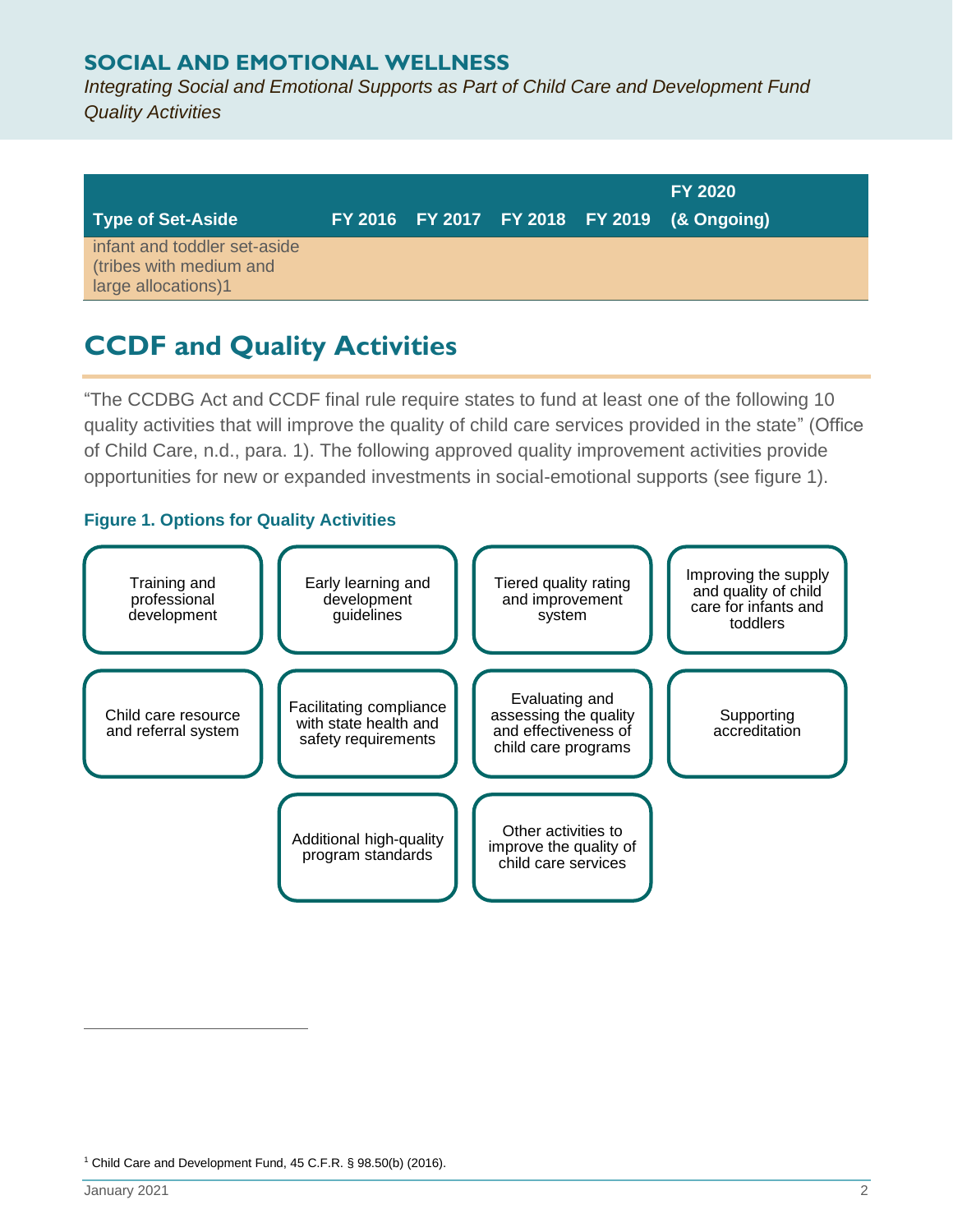| Type of Set-Aside | FY 2016 | FY 2017 | FY 2018 | FY 2019 | FY 2020 (& Ongoing) |
|---|---|---|---|---|---|
| infant and toddler set-aside (tribes with medium and large allocations)[1] | | | | | |

## CCDF and Quality Activities

"The CCDBG Act and CCDF final rule require states to fund at least one of the following 10 quality activities that will improve the quality of child care services provided in the state" (Office of Child Care, n.d., para. 1). The following approved quality improvement activities provide opportunities for new or expanded investments in social-emotional supports (see figure 1).

**Figure 1. Options for Quality Activities**

- Training and professional development
- Early learning and development guidelines
- Tiered quality rating and improvement system
- Improving the supply and quality of child care for infants and toddlers
- Child care resource and referral system
- Facilitating compliance with state health and safety requirements
- Evaluating and assessing the quality and effectiveness of child care programs
- Supporting accreditation
- Additional high-quality program standards
- Other activities to improve the quality of child care services

[1] Child Care and Development Fund, 45 C.F.R. § 98.50(b) (2016).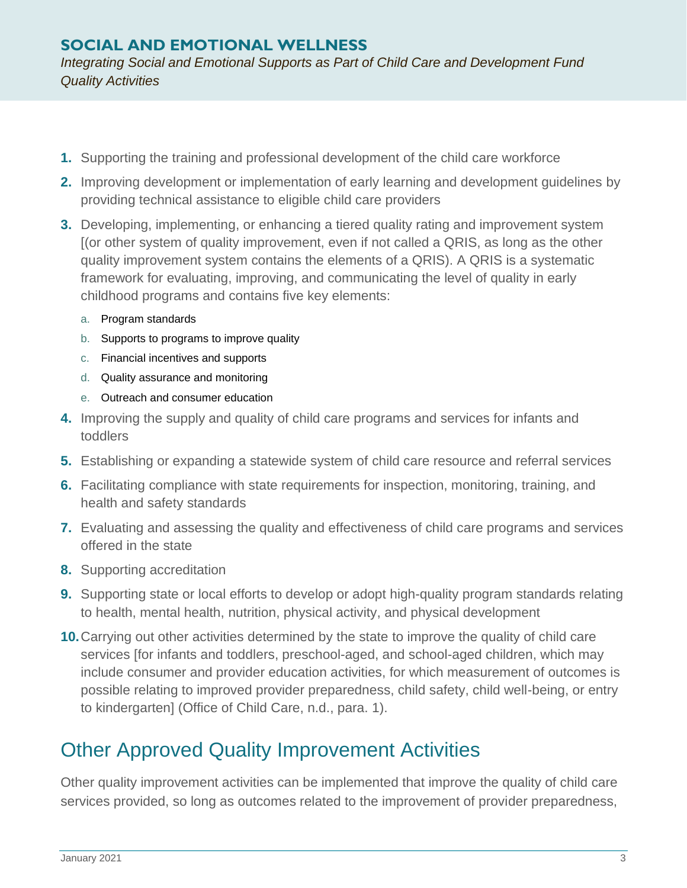1. Supporting the training and professional development of the child care workforce
2. Improving development or implementation of early learning and development guidelines by providing technical assistance to eligible child care providers
3. Developing, implementing, or enhancing a tiered quality rating and improvement system [(or other system of quality improvement, even if not called a QRIS, as long as the other quality improvement system contains the elements of a QRIS). A QRIS is a systematic framework for evaluating, improving, and communicating the level of quality in early childhood programs and contains five key elements:
    a. Program standards
    b. Supports to programs to improve quality
    c. Financial incentives and supports
    d. Quality assurance and monitoring
    e. Outreach and consumer education
4. Improving the supply and quality of child care programs and services for infants and toddlers
5. Establishing or expanding a statewide system of child care resource and referral services
6. Facilitating compliance with state requirements for inspection, monitoring, training, and health and safety standards
7. Evaluating and assessing the quality and effectiveness of child care programs and services offered in the state
8. Supporting accreditation
9. Supporting state or local efforts to develop or adopt high-quality program standards relating to health, mental health, nutrition, physical activity, and physical development
10. Carrying out other activities determined by the state to improve the quality of child care services [for infants and toddlers, preschool-aged, and school-aged children, which may include consumer and provider education activities, for which measurement of outcomes is possible relating to improved provider preparedness, child safety, child well-being, or entry to kindergarten] (Office of Child Care, n.d., para. 1).

## Other Approved Quality Improvement Activities

Other quality improvement activities can be implemented that improve the quality of child care services provided, so long as outcomes related to the improvement of provider preparedness,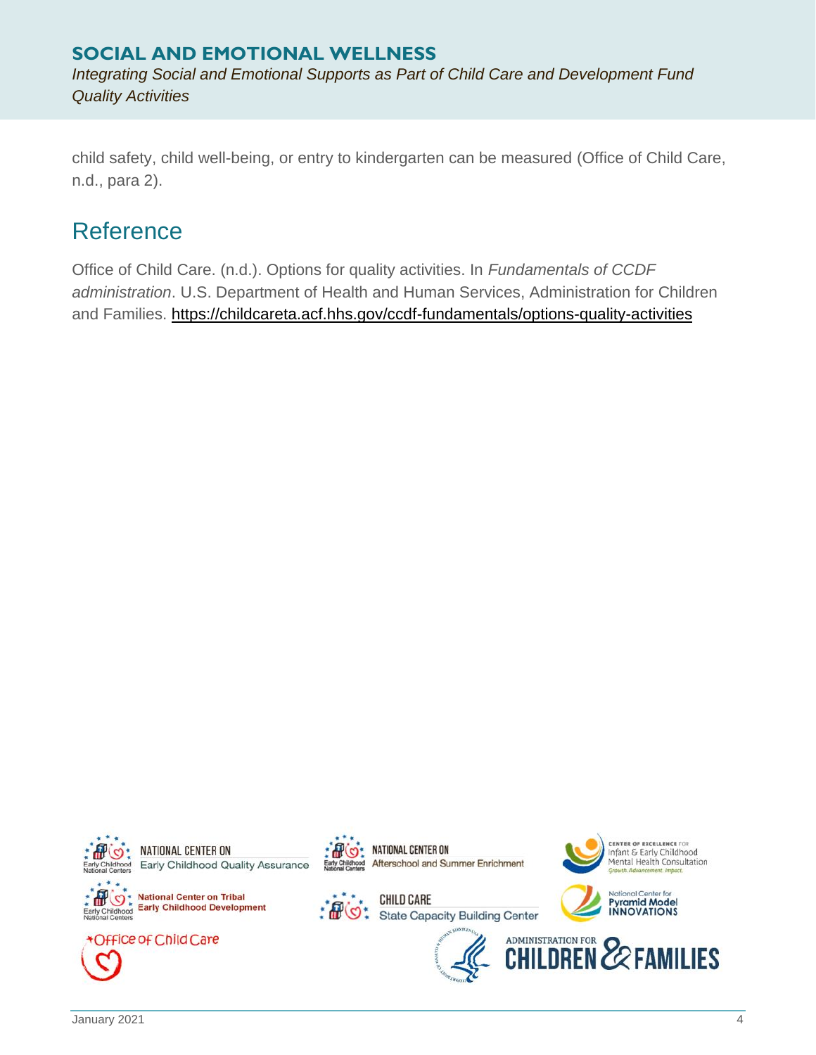child safety, child well-being, or entry to kindergarten can be measured (Office of Child Care, n.d., para 2).

## Reference

Office of Child Care. (n.d.). Options for quality activities. In *Fundamentals of CCDF administration*. U.S. Department of Health and Human Services, Administration for Children and Families. https://childcareta.acf.hhs.gov/ccdf-fundamentals/options-quality-activities